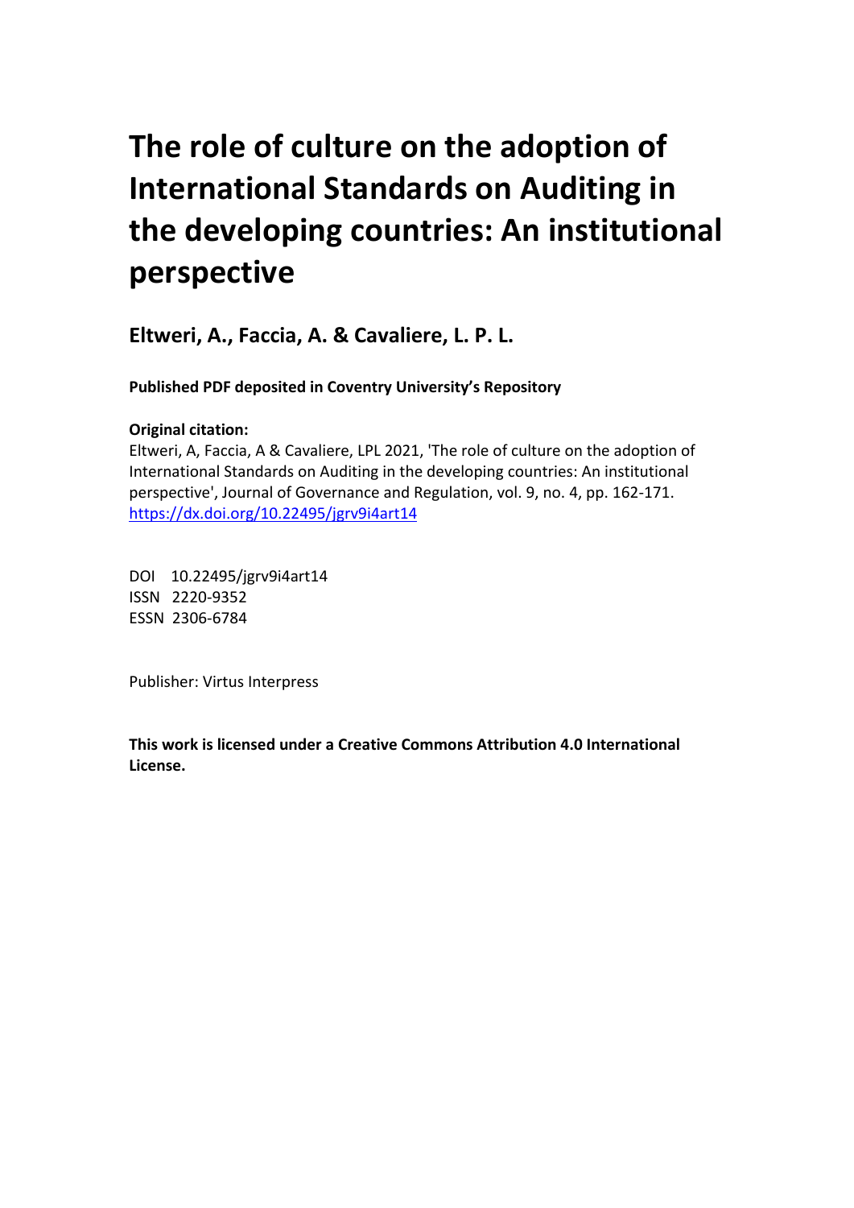# The role of culture on the adoption of International Standards on Auditing in the developing countries: An institutional perspective

## Eltweri, A., Faccia, A. & Cavaliere, L. P. L.

**Published PDF deposited in Coventry University's Repository**

**Original citation:**

Eltweri, A, Faccia, A & Cavaliere, LPL 2021, 'The role of culture on the adoption of International Standards on Auditing in the developing countries: An institutional perspective', Journal of Governance and Regulation, vol. 9, no. 4, pp. 162-171.
https://dx.doi.org/10.22495/jgrv9i4art14

DOI 10.22495/jgrv9i4art14
ISSN 2220-9352
ESSN 2306-6784

Publisher: Virtus Interpress

**This work is licensed under a Creative Commons Attribution 4.0 International License.**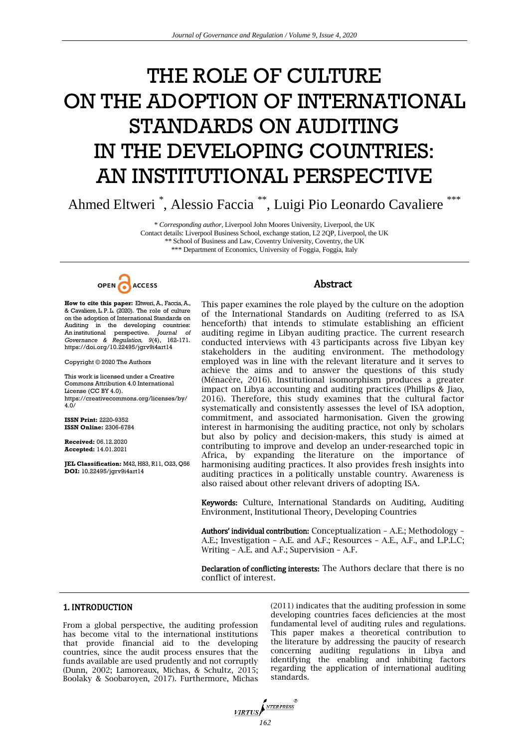# THE ROLE OF CULTURE ON THE ADOPTION OF INTERNATIONAL STANDARDS ON AUDITING IN THE DEVELOPING COUNTRIES: AN INSTITUTIONAL PERSPECTIVE

Ahmed Eltweri [*], Alessio Faccia [**], Luigi Pio Leonardo Cavaliere [***]

[*] *Corresponding author*, Liverpool John Moores University, Liverpool, the UK
Contact details: Liverpool Business School, exchange station, L2 2QP, Liverpool, the UK
[**] School of Business and Law, Coventry University, Coventry, the UK
[***] Department of Economics, University of Foggia, Foggia, Italy

OPEN ACCESS

**How to cite this paper:** Eltweri, A., Faccia, A., & Cavaliere, L. P. L. (2020). The role of culture on the adoption of International Standards on Auditing in the developing countries: An institutional perspective. *Journal of Governance & Regulation, 9*(4), 162-171. https://doi.org/10.22495/jgrv9i4art14

Copyright © 2020 The Authors

This work is licensed under a Creative Commons Attribution 4.0 International License (CC BY 4.0). https://creativecommons.org/licenses/by/4.0/

**ISSN Print:** 2220-9352
**ISSN Online:** 2306-6784

**Received:** 06.12.2020
**Accepted:** 14.01.2021

**JEL Classification:** M42, H83, R11, O23, Q56
**DOI:** 10.22495/jgrv9i4art14

## Abstract

This paper examines the role played by the culture on the adoption of the International Standards on Auditing (referred to as ISA henceforth) that intends to stimulate establishing an efficient auditing regime in Libyan auditing practice. The current research conducted interviews with 43 participants across five Libyan key stakeholders in the auditing environment. The methodology employed was in line with the relevant literature and it serves to achieve the aims and to answer the questions of this study (Ménacère, 2016). Institutional isomorphism produces a greater impact on Libya accounting and auditing practices (Phillips & Jiao, 2016). Therefore, this study examines that the cultural factor systematically and consistently assesses the level of ISA adoption, commitment, and associated harmonisation. Given the growing interest in harmonising the auditing practice, not only by scholars but also by policy and decision-makers, this study is aimed at contributing to improve and develop an under-researched topic in Africa, by expanding the literature on the importance of harmonising auditing practices. It also provides fresh insights into auditing practices in a politically unstable country. Awareness is also raised about other relevant drivers of adopting ISA.

**Keywords:** Culture, International Standards on Auditing, Auditing Environment, Institutional Theory, Developing Countries

**Authors' individual contribution:** Conceptualization – A.E.; Methodology – A.E.; Investigation – A.E. and A.F.; Resources – A.E., A.F., and L.P.L.C; Writing – A.E. and A.F.; Supervision – A.F.

**Declaration of conflicting interests:** The Authors declare that there is no conflict of interest.

## 1. INTRODUCTION

From a global perspective, the auditing profession has become vital to the international institutions that provide financial aid to the developing countries, since the audit process ensures that the funds available are used prudently and not corruptly (Dunn, 2002; Lamoreaux, Michas, & Schultz, 2015; Boolaky & Soobaroyen, 2017). Furthermore, Michas (2011) indicates that the auditing profession in some developing countries faces deficiencies at the most fundamental level of auditing rules and regulations. This paper makes a theoretical contribution to the literature by addressing the paucity of research concerning auditing regulations in Libya and identifying the enabling and inhibiting factors regarding the application of international auditing standards.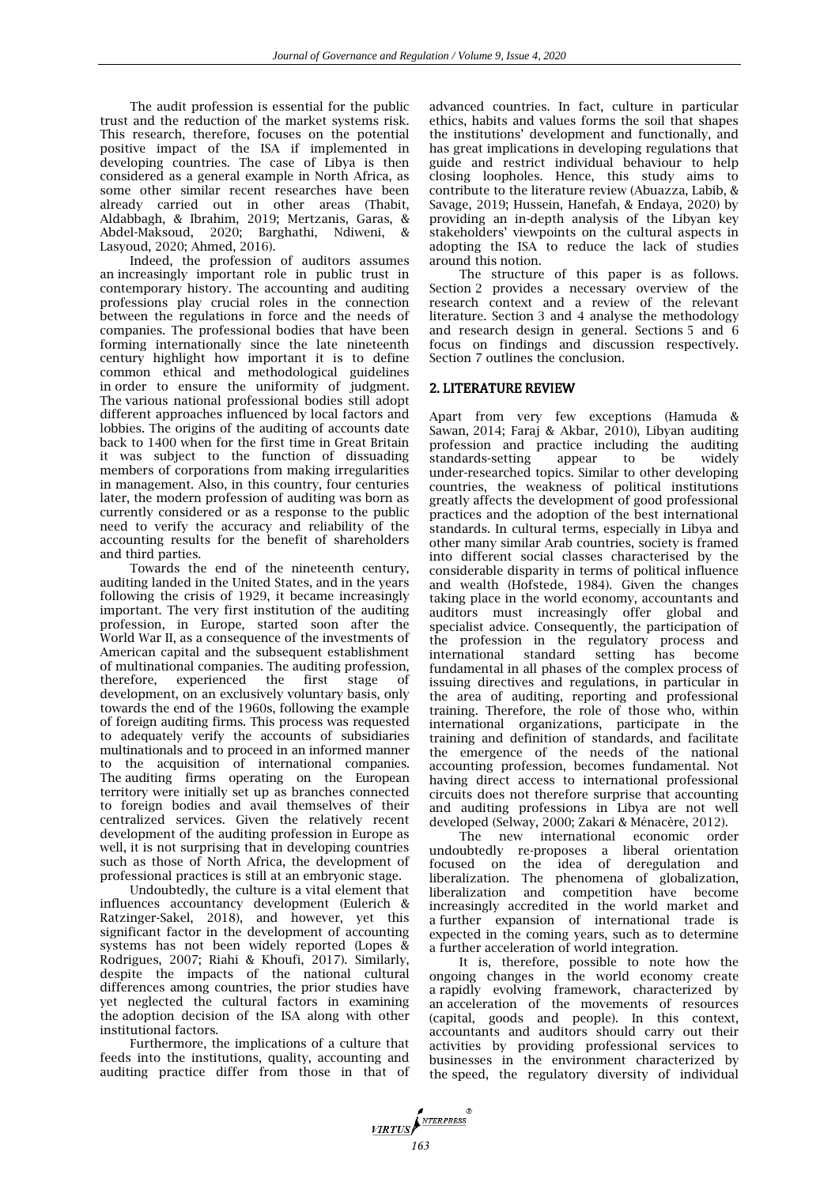The audit profession is essential for the public trust and the reduction of the market systems risk. This research, therefore, focuses on the potential positive impact of the ISA if implemented in developing countries. The case of Libya is then considered as a general example in North Africa, as some other similar recent researches have been already carried out in other areas (Thabit, Aldabbagh, & Ibrahim, 2019; Mertzanis, Garas, & Abdel-Maksoud, 2020; Barghathi, Ndiweni, & Lasyoud, 2020; Ahmed, 2016).

Indeed, the profession of auditors assumes an increasingly important role in public trust in contemporary history. The accounting and auditing professions play crucial roles in the connection between the regulations in force and the needs of companies. The professional bodies that have been forming internationally since the late nineteenth century highlight how important it is to define common ethical and methodological guidelines in order to ensure the uniformity of judgment. The various national professional bodies still adopt different approaches influenced by local factors and lobbies. The origins of the auditing of accounts date back to 1400 when for the first time in Great Britain it was subject to the function of dissuading members of corporations from making irregularities in management. Also, in this country, four centuries later, the modern profession of auditing was born as currently considered or as a response to the public need to verify the accuracy and reliability of the accounting results for the benefit of shareholders and third parties.

Towards the end of the nineteenth century, auditing landed in the United States, and in the years following the crisis of 1929, it became increasingly important. The very first institution of the auditing profession, in Europe, started soon after the World War II, as a consequence of the investments of American capital and the subsequent establishment of multinational companies. The auditing profession, therefore, experienced the first stage of development, on an exclusively voluntary basis, only towards the end of the 1960s, following the example of foreign auditing firms. This process was requested to adequately verify the accounts of subsidiaries multinationals and to proceed in an informed manner to the acquisition of international companies. The auditing firms operating on the European territory were initially set up as branches connected to foreign bodies and avail themselves of their centralized services. Given the relatively recent development of the auditing profession in Europe as well, it is not surprising that in developing countries such as those of North Africa, the development of professional practices is still at an embryonic stage.

Undoubtedly, the culture is a vital element that influences accountancy development (Eulerich & Ratzinger-Sakel, 2018), and however, yet this significant factor in the development of accounting systems has not been widely reported (Lopes & Rodrigues, 2007; Riahi & Khoufi, 2017). Similarly, despite the impacts of the national cultural differences among countries, the prior studies have yet neglected the cultural factors in examining the adoption decision of the ISA along with other institutional factors.

Furthermore, the implications of a culture that feeds into the institutions, quality, accounting and auditing practice differ from those in that of advanced countries. In fact, culture in particular ethics, habits and values forms the soil that shapes the institutions' development and functionally, and has great implications in developing regulations that guide and restrict individual behaviour to help closing loopholes. Hence, this study aims to contribute to the literature review (Abuazza, Labib, & Savage, 2019; Hussein, Hanefah, & Endaya, 2020) by providing an in-depth analysis of the Libyan key stakeholders' viewpoints on the cultural aspects in adopting the ISA to reduce the lack of studies around this notion.

The structure of this paper is as follows. Section 2 provides a necessary overview of the research context and a review of the relevant literature. Section 3 and 4 analyse the methodology and research design in general. Sections 5 and 6 focus on findings and discussion respectively. Section 7 outlines the conclusion.

## 2. LITERATURE REVIEW

Apart from very few exceptions (Hamuda & Sawan, 2014; Faraj & Akbar, 2010), Libyan auditing profession and practice including the auditing standards-setting appear to be widely under-researched topics. Similar to other developing countries, the weakness of political institutions greatly affects the development of good professional practices and the adoption of the best international standards. In cultural terms, especially in Libya and other many similar Arab countries, society is framed into different social classes characterised by the considerable disparity in terms of political influence and wealth (Hofstede, 1984). Given the changes taking place in the world economy, accountants and auditors must increasingly offer global and specialist advice. Consequently, the participation of the profession in the regulatory process and international standard setting has become fundamental in all phases of the complex process of issuing directives and regulations, in particular in the area of auditing, reporting and professional training. Therefore, the role of those who, within international organizations, participate in the training and definition of standards, and facilitate the emergence of the needs of the national accounting profession, becomes fundamental. Not having direct access to international professional circuits does not therefore surprise that accounting and auditing professions in Libya are not well developed (Selway, 2000; Zakari & Ménacère, 2012).

The new international economic order undoubtedly re-proposes a liberal orientation focused on the idea of deregulation and liberalization. The phenomena of globalization, liberalization and competition have become increasingly accredited in the world market and a further expansion of international trade is expected in the coming years, such as to determine a further acceleration of world integration.

It is, therefore, possible to note how the ongoing changes in the world economy create a rapidly evolving framework, characterized by an acceleration of the movements of resources (capital, goods and people). In this context, accountants and auditors should carry out their activities by providing professional services to businesses in the environment characterized by the speed, the regulatory diversity of individual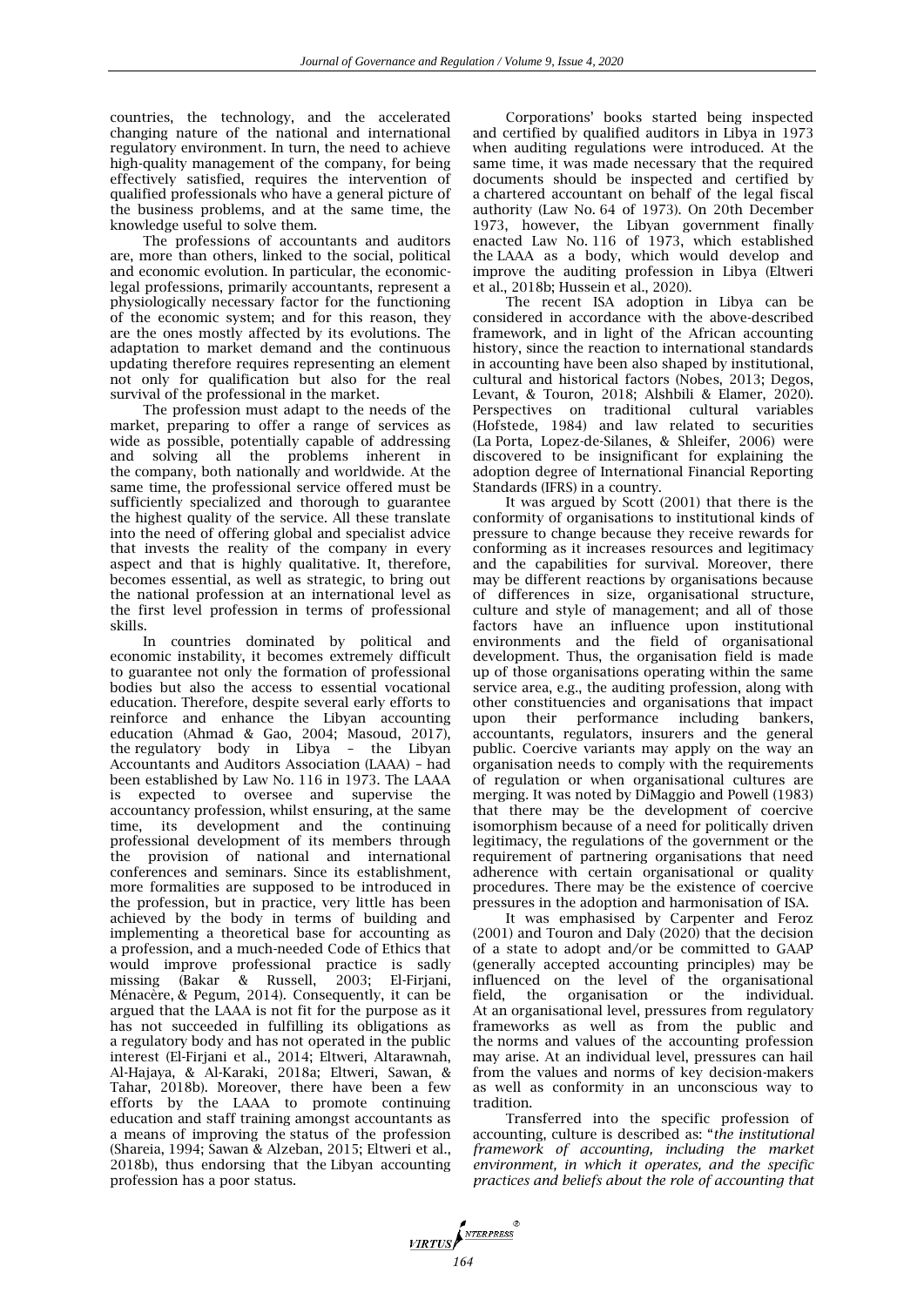countries, the technology, and the accelerated changing nature of the national and international regulatory environment. In turn, the need to achieve high-quality management of the company, for being effectively satisfied, requires the intervention of qualified professionals who have a general picture of the business problems, and at the same time, the knowledge useful to solve them.

The professions of accountants and auditors are, more than others, linked to the social, political and economic evolution. In particular, the economic-legal professions, primarily accountants, represent a physiologically necessary factor for the functioning of the economic system; and for this reason, they are the ones mostly affected by its evolutions. The adaptation to market demand and the continuous updating therefore requires representing an element not only for qualification but also for the real survival of the professional in the market.

The profession must adapt to the needs of the market, preparing to offer a range of services as wide as possible, potentially capable of addressing and solving all the problems inherent in the company, both nationally and worldwide. At the same time, the professional service offered must be sufficiently specialized and thorough to guarantee the highest quality of the service. All these translate into the need of offering global and specialist advice that invests the reality of the company in every aspect and that is highly qualitative. It, therefore, becomes essential, as well as strategic, to bring out the national profession at an international level as the first level profession in terms of professional skills.

In countries dominated by political and economic instability, it becomes extremely difficult to guarantee not only the formation of professional bodies but also the access to essential vocational education. Therefore, despite several early efforts to reinforce and enhance the Libyan accounting education (Ahmad & Gao, 2004; Masoud, 2017), the regulatory body in Libya – the Libyan Accountants and Auditors Association (LAAA) – had been established by Law No. 116 in 1973. The LAAA is expected to oversee and supervise the accountancy profession, whilst ensuring, at the same time, its development and the continuing professional development of its members through the provision of national and international conferences and seminars. Since its establishment, more formalities are supposed to be introduced in the profession, but in practice, very little has been achieved by the body in terms of building and implementing a theoretical base for accounting as a profession, and a much-needed Code of Ethics that would improve professional practice is sadly missing (Bakar & Russell, 2003; El-Firjani, Ménacère, & Pegum, 2014). Consequently, it can be argued that the LAAA is not fit for the purpose as it has not succeeded in fulfilling its obligations as a regulatory body and has not operated in the public interest (El-Firjani et al., 2014; Eltweri, Altarawnah, Al-Hajaya, & Al-Karaki, 2018a; Eltweri, Sawan, & Tahar, 2018b). Moreover, there have been a few efforts by the LAAA to promote continuing education and staff training amongst accountants as a means of improving the status of the profession (Shareia, 1994; Sawan & Alzeban, 2015; Eltweri et al., 2018b), thus endorsing that the Libyan accounting profession has a poor status.

Corporations' books started being inspected and certified by qualified auditors in Libya in 1973 when auditing regulations were introduced. At the same time, it was made necessary that the required documents should be inspected and certified by a chartered accountant on behalf of the legal fiscal authority (Law No. 64 of 1973). On 20th December 1973, however, the Libyan government finally enacted Law No. 116 of 1973, which established the LAAA as a body, which would develop and improve the auditing profession in Libya (Eltweri et al., 2018b; Hussein et al., 2020).

The recent ISA adoption in Libya can be considered in accordance with the above-described framework, and in light of the African accounting history, since the reaction to international standards in accounting have been also shaped by institutional, cultural and historical factors (Nobes, 2013; Degos, Levant, & Touron, 2018; Alshbili & Elamer, 2020). Perspectives on traditional cultural variables (Hofstede, 1984) and law related to securities (La Porta, Lopez-de-Silanes, & Shleifer, 2006) were discovered to be insignificant for explaining the adoption degree of International Financial Reporting Standards (IFRS) in a country.

It was argued by Scott (2001) that there is the conformity of organisations to institutional kinds of pressure to change because they receive rewards for conforming as it increases resources and legitimacy and the capabilities for survival. Moreover, there may be different reactions by organisations because of differences in size, organisational structure, culture and style of management; and all of those factors have an influence upon institutional environments and the field of organisational development. Thus, the organisation field is made up of those organisations operating within the same service area, e.g., the auditing profession, along with other constituencies and organisations that impact upon their performance including bankers, accountants, regulators, insurers and the general public. Coercive variants may apply on the way an organisation needs to comply with the requirements of regulation or when organisational cultures are merging. It was noted by DiMaggio and Powell (1983) that there may be the development of coercive isomorphism because of a need for politically driven legitimacy, the regulations of the government or the requirement of partnering organisations that need adherence with certain organisational or quality procedures. There may be the existence of coercive pressures in the adoption and harmonisation of ISA.

It was emphasised by Carpenter and Feroz (2001) and Touron and Daly (2020) that the decision of a state to adopt and/or be committed to GAAP (generally accepted accounting principles) may be influenced on the level of the organisational field, the organisation or the individual. At an organisational level, pressures from regulatory frameworks as well as from the public and the norms and values of the accounting profession may arise. At an individual level, pressures can hail from the values and norms of key decision-makers as well as conformity in an unconscious way to tradition.

Transferred into the specific profession of accounting, culture is described as: "*the institutional framework of accounting, including the market environment, in which it operates, and the specific practices and beliefs about the role of accounting that*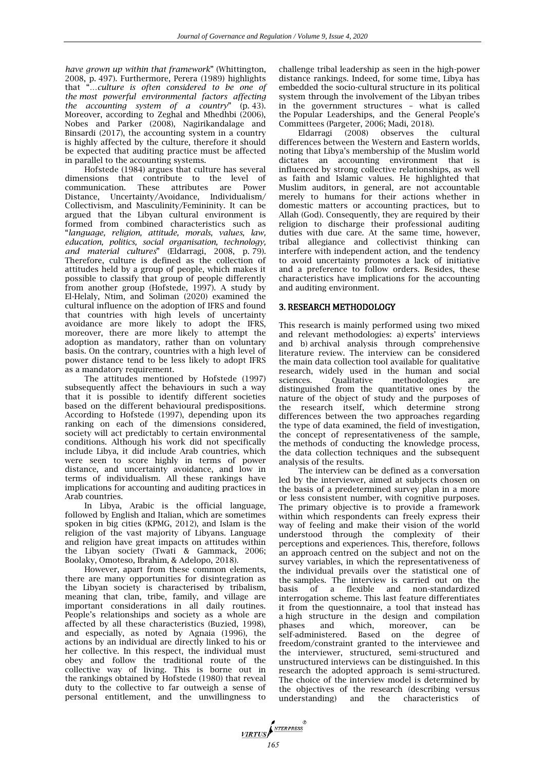*have grown up within that framework*" (Whittington, 2008, p. 497). Furthermore, Perera (1989) highlights that "*…culture is often considered to be one of the most powerful environmental factors affecting the accounting system of a country*" (p. 43). Moreover, according to Zeghal and Mhedhbi (2006), Nobes and Parker (2008), Nagirikandalage and Binsardi (2017), the accounting system in a country is highly affected by the culture, therefore it should be expected that auditing practice must be affected in parallel to the accounting systems.

Hofstede (1984) argues that culture has several dimensions that contribute to the level of communication. These attributes are Power Distance, Uncertainty/Avoidance, Individualism/Collectivism, and Masculinity/Femininity. It can be argued that the Libyan cultural environment is formed from combined characteristics such as "*language, religion, attitude, morals, values, law, education, politics, social organisation, technology, and material cultures*" (Eldarragi, 2008, p. 79). Therefore, culture is defined as the collection of attitudes held by a group of people, which makes it possible to classify that group of people differently from another group (Hofstede, 1997). A study by El-Helaly, Ntim, and Soliman (2020) examined the cultural influence on the adoption of IFRS and found that countries with high levels of uncertainty avoidance are more likely to adopt the IFRS, moreover, there are more likely to attempt the adoption as mandatory, rather than on voluntary basis. On the contrary, countries with a high level of power distance tend to be less likely to adopt IFRS as a mandatory requirement.

The attitudes mentioned by Hofstede (1997) subsequently affect the behaviours in such a way that it is possible to identify different societies based on the different behavioural predispositions. According to Hofstede (1997), depending upon its ranking on each of the dimensions considered, society will act predictably to certain environmental conditions. Although his work did not specifically include Libya, it did include Arab countries, which were seen to score highly in terms of power distance, and uncertainty avoidance, and low in terms of individualism. All these rankings have implications for accounting and auditing practices in Arab countries.

In Libya, Arabic is the official language, followed by English and Italian, which are sometimes spoken in big cities (KPMG, 2012), and Islam is the religion of the vast majority of Libyans. Language and religion have great impacts on attitudes within the Libyan society (Twati & Gammack, 2006; Boolaky, Omoteso, Ibrahim, & Adelopo, 2018).

However, apart from these common elements, there are many opportunities for disintegration as the Libyan society is characterised by tribalism, meaning that clan, tribe, family, and village are important considerations in all daily routines. People's relationships and society as a whole are affected by all these characteristics (Buzied, 1998), and especially, as noted by Agnaia (1996), the actions by an individual are directly linked to his or her collective. In this respect, the individual must obey and follow the traditional route of the collective way of living. This is borne out in the rankings obtained by Hofstede (1980) that reveal duty to the collective to far outweigh a sense of personal entitlement, and the unwillingness to challenge tribal leadership as seen in the high-power distance rankings. Indeed, for some time, Libya has embedded the socio-cultural structure in its political system through the involvement of the Libyan tribes in the government structures – what is called the Popular Leaderships, and the General People's Committees (Pargeter, 2006; Madi, 2018).

Eldarragi (2008) observes the cultural differences between the Western and Eastern worlds, noting that Libya's membership of the Muslim world dictates an accounting environment that is influenced by strong collective relationships, as well as faith and Islamic values. He highlighted that Muslim auditors, in general, are not accountable merely to humans for their actions whether in domestic matters or accounting practices, but to Allah (God). Consequently, they are required by their religion to discharge their professional auditing duties with due care. At the same time, however, tribal allegiance and collectivist thinking can interfere with independent action, and the tendency to avoid uncertainty promotes a lack of initiative and a preference to follow orders. Besides, these characteristics have implications for the accounting and auditing environment.

## 3. RESEARCH METHODOLOGY

This research is mainly performed using two mixed and relevant methodologies: a) experts' interviews and b) archival analysis through comprehensive literature review. The interview can be considered the main data collection tool available for qualitative research, widely used in the human and social sciences. Qualitative methodologies are distinguished from the quantitative ones by the nature of the object of study and the purposes of the research itself, which determine strong differences between the two approaches regarding the type of data examined, the field of investigation, the concept of representativeness of the sample, the methods of conducting the knowledge process, the data collection techniques and the subsequent analysis of the results.

The interview can be defined as a conversation led by the interviewer, aimed at subjects chosen on the basis of a predetermined survey plan in a more or less consistent number, with cognitive purposes. The primary objective is to provide a framework within which respondents can freely express their way of feeling and make their vision of the world understood through the complexity of their perceptions and experiences. This, therefore, follows an approach centred on the subject and not on the survey variables, in which the representativeness of the individual prevails over the statistical one of the samples. The interview is carried out on the basis of a flexible and non-standardized interrogation scheme. This last feature differentiates it from the questionnaire, a tool that instead has a high structure in the design and compilation phases and which, moreover, can be self-administered. Based on the degree of freedom/constraint granted to the interviewee and the interviewer, structured, semi-structured and unstructured interviews can be distinguished. In this research the adopted approach is semi-structured. The choice of the interview model is determined by the objectives of the research (describing versus understanding) and the characteristics of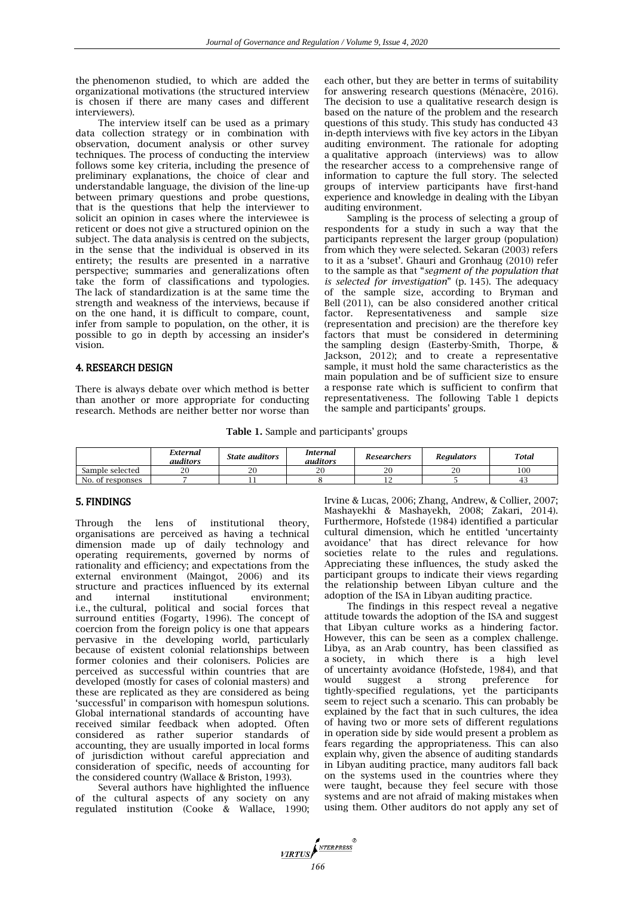the phenomenon studied, to which are added the organizational motivations (the structured interview is chosen if there are many cases and different interviewers).

The interview itself can be used as a primary data collection strategy or in combination with observation, document analysis or other survey techniques. The process of conducting the interview follows some key criteria, including the presence of preliminary explanations, the choice of clear and understandable language, the division of the line-up between primary questions and probe questions, that is the questions that help the interviewer to solicit an opinion in cases where the interviewee is reticent or does not give a structured opinion on the subject. The data analysis is centred on the subjects, in the sense that the individual is observed in its entirety; the results are presented in a narrative perspective; summaries and generalizations often take the form of classifications and typologies. The lack of standardization is at the same time the strength and weakness of the interviews, because if on the one hand, it is difficult to compare, count, infer from sample to population, on the other, it is possible to go in depth by accessing an insider's vision.

## 4. RESEARCH DESIGN

There is always debate over which method is better than another or more appropriate for conducting research. Methods are neither better nor worse than each other, but they are better in terms of suitability for answering research questions (Ménacère, 2016). The decision to use a qualitative research design is based on the nature of the problem and the research questions of this study. This study has conducted 43 in-depth interviews with five key actors in the Libyan auditing environment. The rationale for adopting a qualitative approach (interviews) was to allow the researcher access to a comprehensive range of information to capture the full story. The selected groups of interview participants have first-hand experience and knowledge in dealing with the Libyan auditing environment.

Sampling is the process of selecting a group of respondents for a study in such a way that the participants represent the larger group (population) from which they were selected. Sekaran (2003) refers to it as a 'subset'. Ghauri and Gronhaug (2010) refer to the sample as that "*segment of the population that is selected for investigation*" (p. 145). The adequacy of the sample size, according to Bryman and Bell (2011), can be also considered another critical factor. Representativeness and sample size (representation and precision) are the therefore key factors that must be considered in determining the sampling design (Easterby-Smith, Thorpe, & Jackson, 2012); and to create a representative sample, it must hold the same characteristics as the main population and be of sufficient size to ensure a response rate which is sufficient to confirm that representativeness. The following Table 1 depicts the sample and participants' groups.

**Table 1.** Sample and participants' groups

| | *External auditors* | *State auditors* | *Internal auditors* | *Researchers* | *Regulators* | *Total* |
|---|---|---|---|---|---|---|
| Sample selected | 20 | 20 | 20 | 20 | 20 | 100 |
| No. of responses | 7 | 11 | 8 | 12 | 5 | 43 |

## 5. FINDINGS

Through the lens of institutional theory, organisations are perceived as having a technical dimension made up of daily technology and operating requirements, governed by norms of rationality and efficiency; and expectations from the external environment (Maingot, 2006) and its structure and practices influenced by its external and internal institutional environment; i.e., the cultural, political and social forces that surround entities (Fogarty, 1996). The concept of coercion from the foreign policy is one that appears pervasive in the developing world, particularly because of existent colonial relationships between former colonies and their colonisers. Policies are perceived as successful within countries that are developed (mostly for cases of colonial masters) and these are replicated as they are considered as being 'successful' in comparison with homespun solutions. Global international standards of accounting have received similar feedback when adopted. Often considered as rather superior standards of accounting, they are usually imported in local forms of jurisdiction without careful appreciation and consideration of specific, needs of accounting for the considered country (Wallace & Briston, 1993).

Several authors have highlighted the influence of the cultural aspects of any society on any regulated institution (Cooke & Wallace, 1990; Irvine & Lucas, 2006; Zhang, Andrew, & Collier, 2007; Mashayekhi & Mashayekh, 2008; Zakari, 2014). Furthermore, Hofstede (1984) identified a particular cultural dimension, which he entitled 'uncertainty avoidance' that has direct relevance for how societies relate to the rules and regulations. Appreciating these influences, the study asked the participant groups to indicate their views regarding the relationship between Libyan culture and the adoption of the ISA in Libyan auditing practice.

The findings in this respect reveal a negative attitude towards the adoption of the ISA and suggest that Libyan culture works as a hindering factor. However, this can be seen as a complex challenge. Libya, as an Arab country, has been classified as a society, in which there is a high level of uncertainty avoidance (Hofstede, 1984), and that would suggest a strong preference for tightly-specified regulations, yet the participants seem to reject such a scenario. This can probably be explained by the fact that in such cultures, the idea of having two or more sets of different regulations in operation side by side would present a problem as fears regarding the appropriateness. This can also explain why, given the absence of auditing standards in Libyan auditing practice, many auditors fall back on the systems used in the countries where they were taught, because they feel secure with those systems and are not afraid of making mistakes when using them. Other auditors do not apply any set of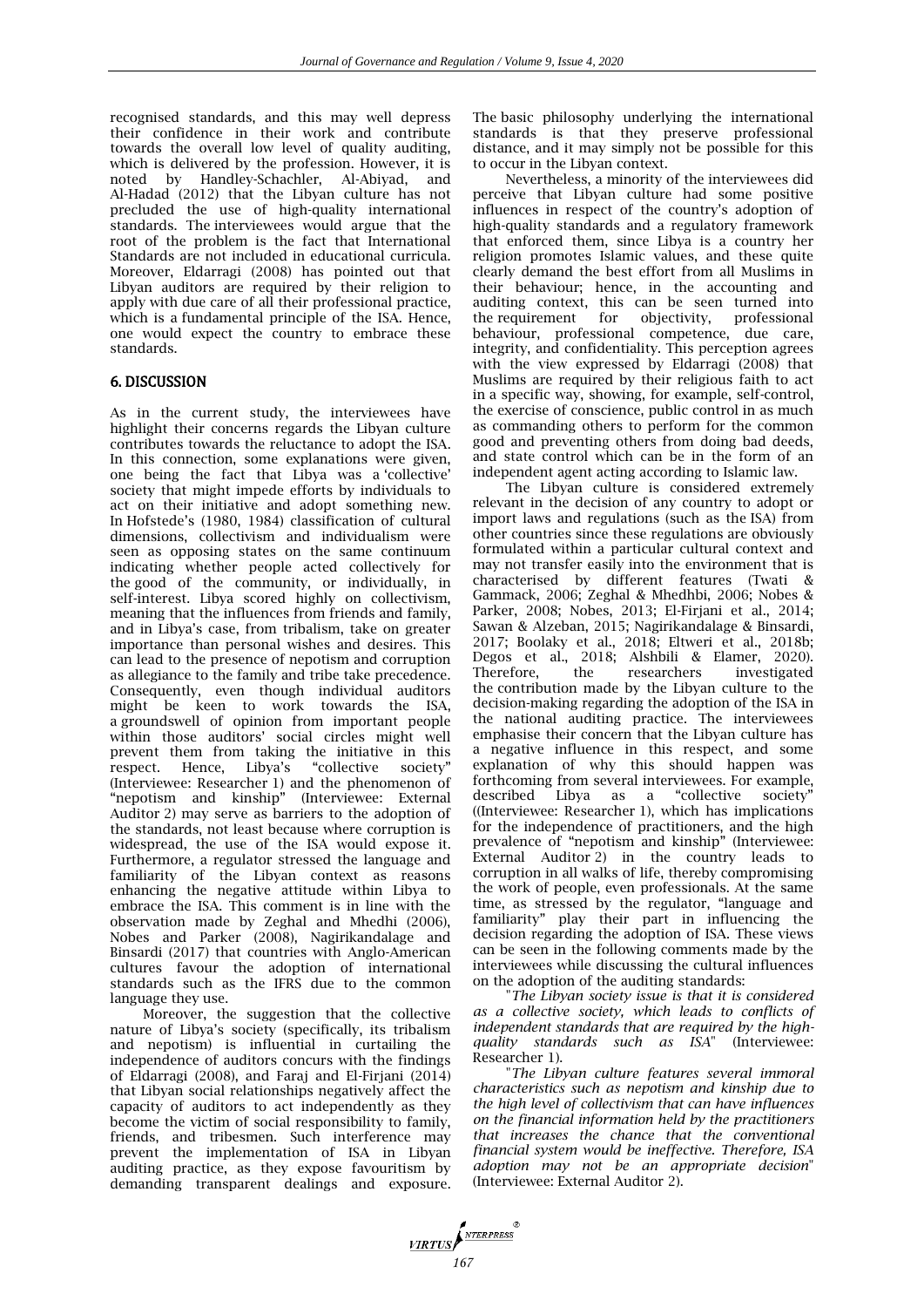recognised standards, and this may well depress their confidence in their work and contribute towards the overall low level of quality auditing, which is delivered by the profession. However, it is noted by Handley-Schachler, Al-Abiyad, and Al-Hadad (2012) that the Libyan culture has not precluded the use of high-quality international standards. The interviewees would argue that the root of the problem is the fact that International Standards are not included in educational curricula. Moreover, Eldarragi (2008) has pointed out that Libyan auditors are required by their religion to apply with due care of all their professional practice, which is a fundamental principle of the ISA. Hence, one would expect the country to embrace these standards.

## 6. DISCUSSION

As in the current study, the interviewees have highlight their concerns regards the Libyan culture contributes towards the reluctance to adopt the ISA. In this connection, some explanations were given, one being the fact that Libya was a 'collective' society that might impede efforts by individuals to act on their initiative and adopt something new. In Hofstede's (1980, 1984) classification of cultural dimensions, collectivism and individualism were seen as opposing states on the same continuum indicating whether people acted collectively for the good of the community, or individually, in self-interest. Libya scored highly on collectivism, meaning that the influences from friends and family, and in Libya's case, from tribalism, take on greater importance than personal wishes and desires. This can lead to the presence of nepotism and corruption as allegiance to the family and tribe take precedence. Consequently, even though individual auditors might be keen to work towards the ISA, a groundswell of opinion from important people within those auditors' social circles might well prevent them from taking the initiative in this respect. Hence, Libya's "collective society" (Interviewee: Researcher 1) and the phenomenon of "nepotism and kinship" (Interviewee: External Auditor 2) may serve as barriers to the adoption of the standards, not least because where corruption is widespread, the use of the ISA would expose it. Furthermore, a regulator stressed the language and familiarity of the Libyan context as reasons enhancing the negative attitude within Libya to embrace the ISA. This comment is in line with the observation made by Zeghal and Mhedhi (2006), Nobes and Parker (2008), Nagirikandalage and Binsardi (2017) that countries with Anglo-American cultures favour the adoption of international standards such as the IFRS due to the common language they use.

Moreover, the suggestion that the collective nature of Libya's society (specifically, its tribalism and nepotism) is influential in curtailing the independence of auditors concurs with the findings of Eldarragi (2008), and Faraj and El-Firjani (2014) that Libyan social relationships negatively affect the capacity of auditors to act independently as they become the victim of social responsibility to family, friends, and tribesmen. Such interference may prevent the implementation of ISA in Libyan auditing practice, as they expose favouritism by demanding transparent dealings and exposure. The basic philosophy underlying the international standards is that they preserve professional distance, and it may simply not be possible for this to occur in the Libyan context.

Nevertheless, a minority of the interviewees did perceive that Libyan culture had some positive influences in respect of the country's adoption of high-quality standards and a regulatory framework that enforced them, since Libya is a country her religion promotes Islamic values, and these quite clearly demand the best effort from all Muslims in their behaviour; hence, in the accounting and auditing context, this can be seen turned into the requirement for objectivity, professional behaviour, professional competence, due care, integrity, and confidentiality. This perception agrees with the view expressed by Eldarragi (2008) that Muslims are required by their religious faith to act in a specific way, showing, for example, self-control, the exercise of conscience, public control in as much as commanding others to perform for the common good and preventing others from doing bad deeds, and state control which can be in the form of an independent agent acting according to Islamic law.

The Libyan culture is considered extremely relevant in the decision of any country to adopt or import laws and regulations (such as the ISA) from other countries since these regulations are obviously formulated within a particular cultural context and may not transfer easily into the environment that is characterised by different features (Twati & Gammack, 2006; Zeghal & Mhedhbi, 2006; Nobes & Parker, 2008; Nobes, 2013; El-Firjani et al., 2014; Sawan & Alzeban, 2015; Nagirikandalage & Binsardi, 2017; Boolaky et al., 2018; Eltweri et al., 2018b; Degos et al., 2018; Alshbili & Elamer, 2020). Therefore, the researchers investigated the contribution made by the Libyan culture to the decision-making regarding the adoption of the ISA in the national auditing practice. The interviewees emphasise their concern that the Libyan culture has a negative influence in this respect, and some explanation of why this should happen was forthcoming from several interviewees. For example, described Libya as a "collective society" ((Interviewee: Researcher 1), which has implications for the independence of practitioners, and the high prevalence of "nepotism and kinship" (Interviewee: External Auditor 2) in the country leads to corruption in all walks of life, thereby compromising the work of people, even professionals. At the same time, as stressed by the regulator, "language and familiarity" play their part in influencing the decision regarding the adoption of ISA. These views can be seen in the following comments made by the interviewees while discussing the cultural influences on the adoption of the auditing standards:

"*The Libyan society issue is that it is considered as a collective society, which leads to conflicts of independent standards that are required by the high-quality standards such as ISA*" (Interviewee: Researcher 1).

"*The Libyan culture features several immoral characteristics such as nepotism and kinship due to the high level of collectivism that can have influences on the financial information held by the practitioners that increases the chance that the conventional financial system would be ineffective. Therefore, ISA adoption may not be an appropriate decision*" (Interviewee: External Auditor 2).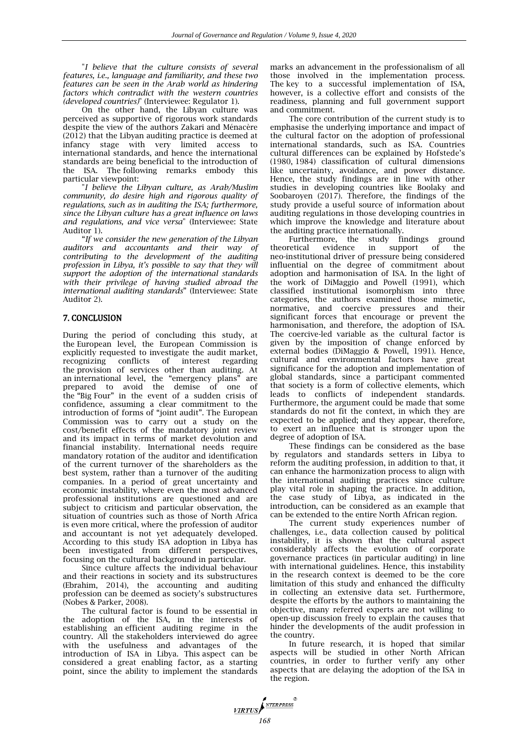"*I believe that the culture consists of several features, i.e., language and familiarity, and these two features can be seen in the Arab world as hindering factors which contradict with the western countries (developed countries)*" (Interviewee: Regulator 1).

On the other hand, the Libyan culture was perceived as supportive of rigorous work standards despite the view of the authors Zakari and Ménacère (2012) that the Libyan auditing practice is deemed at infancy stage with very limited access to international standards, and hence the international standards are being beneficial to the introduction of the ISA. The following remarks embody this particular viewpoint:

"*I believe the Libyan culture, as Arab/Muslim community, do desire high and rigorous quality of regulations, such as in auditing the ISA; furthermore, since the Libyan culture has a great influence on laws and regulations, and vice versa*" (Interviewee: State Auditor 1).

"*If we consider the new generation of the Libyan auditors and accountants and their way of contributing to the development of the auditing profession in Libya, it's possible to say that they will support the adoption of the international standards with their privilege of having studied abroad the international auditing standards*" (Interviewee: State Auditor 2).

## 7. CONCLUSION

During the period of concluding this study, at the European level, the European Commission is explicitly requested to investigate the audit market, recognizing conflicts of interest regarding the provision of services other than auditing. At an international level, the "emergency plans" are prepared to avoid the demise of one of the "Big Four" in the event of a sudden crisis of confidence, assuming a clear commitment to the introduction of forms of "joint audit". The European Commission was to carry out a study on the cost/benefit effects of the mandatory joint review and its impact in terms of market devolution and financial instability. International needs require mandatory rotation of the auditor and identification of the current turnover of the shareholders as the best system, rather than a turnover of the auditing companies. In a period of great uncertainty and economic instability, where even the most advanced professional institutions are questioned and are subject to criticism and particular observation, the situation of countries such as those of North Africa is even more critical, where the profession of auditor and accountant is not yet adequately developed. According to this study ISA adoption in Libya has been investigated from different perspectives, focusing on the cultural background in particular.

Since culture affects the individual behaviour and their reactions in society and its substructures (Ebrahim, 2014), the accounting and auditing profession can be deemed as society's substructures (Nobes & Parker, 2008).

The cultural factor is found to be essential in the adoption of the ISA, in the interests of establishing an efficient auditing regime in the country. All the stakeholders interviewed do agree with the usefulness and advantages of the introduction of ISA in Libya. This aspect can be considered a great enabling factor, as a starting point, since the ability to implement the standards marks an advancement in the professionalism of all those involved in the implementation process. The key to a successful implementation of ISA, however, is a collective effort and consists of the readiness, planning and full government support and commitment.

The core contribution of the current study is to emphasise the underlying importance and impact of the cultural factor on the adoption of professional international standards, such as ISA. Countries cultural differences can be explained by Hofstede's (1980, 1984) classification of cultural dimensions like uncertainty, avoidance, and power distance. Hence, the study findings are in line with other studies in developing countries like Boolaky and Soobaroyen (2017). Therefore, the findings of the study provide a useful source of information about auditing regulations in those developing countries in which improve the knowledge and literature about the auditing practice internationally.

Furthermore, the study findings ground theoretical evidence in support of the neo-institutional driver of pressure being considered influential on the degree of commitment about adoption and harmonisation of ISA. In the light of the work of DiMaggio and Powell (1991), which classified institutional isomorphism into three categories, the authors examined those mimetic, normative, and coercive pressures and their significant forces that encourage or prevent the harmonisation, and therefore, the adoption of ISA. The coercive-led variable as the cultural factor is given by the imposition of change enforced by external bodies (DiMaggio & Powell, 1991). Hence, cultural and environmental factors have great significance for the adoption and implementation of global standards, since a participant commented that society is a form of collective elements, which leads to conflicts of independent standards. Furthermore, the argument could be made that some standards do not fit the context, in which they are expected to be applied; and they appear, therefore, to exert an influence that is stronger upon the degree of adoption of ISA.

These findings can be considered as the base by regulators and standards setters in Libya to reform the auditing profession, in addition to that, it can enhance the harmonization process to align with the international auditing practices since culture play vital role in shaping the practice. In addition, the case study of Libya, as indicated in the introduction, can be considered as an example that can be extended to the entire North African region.

The current study experiences number of challenges, i.e., data collection caused by political instability, it is shown that the cultural aspect considerably affects the evolution of corporate governance practices (in particular auditing) in line with international guidelines. Hence, this instability in the research context is deemed to be the core limitation of this study and enhanced the difficulty in collecting an extensive data set. Furthermore, despite the efforts by the authors to maintaining the objective, many referred experts are not willing to open-up discussion freely to explain the causes that hinder the developments of the audit profession in the country.

In future research, it is hoped that similar aspects will be studied in other North African countries, in order to further verify any other aspects that are delaying the adoption of the ISA in the region.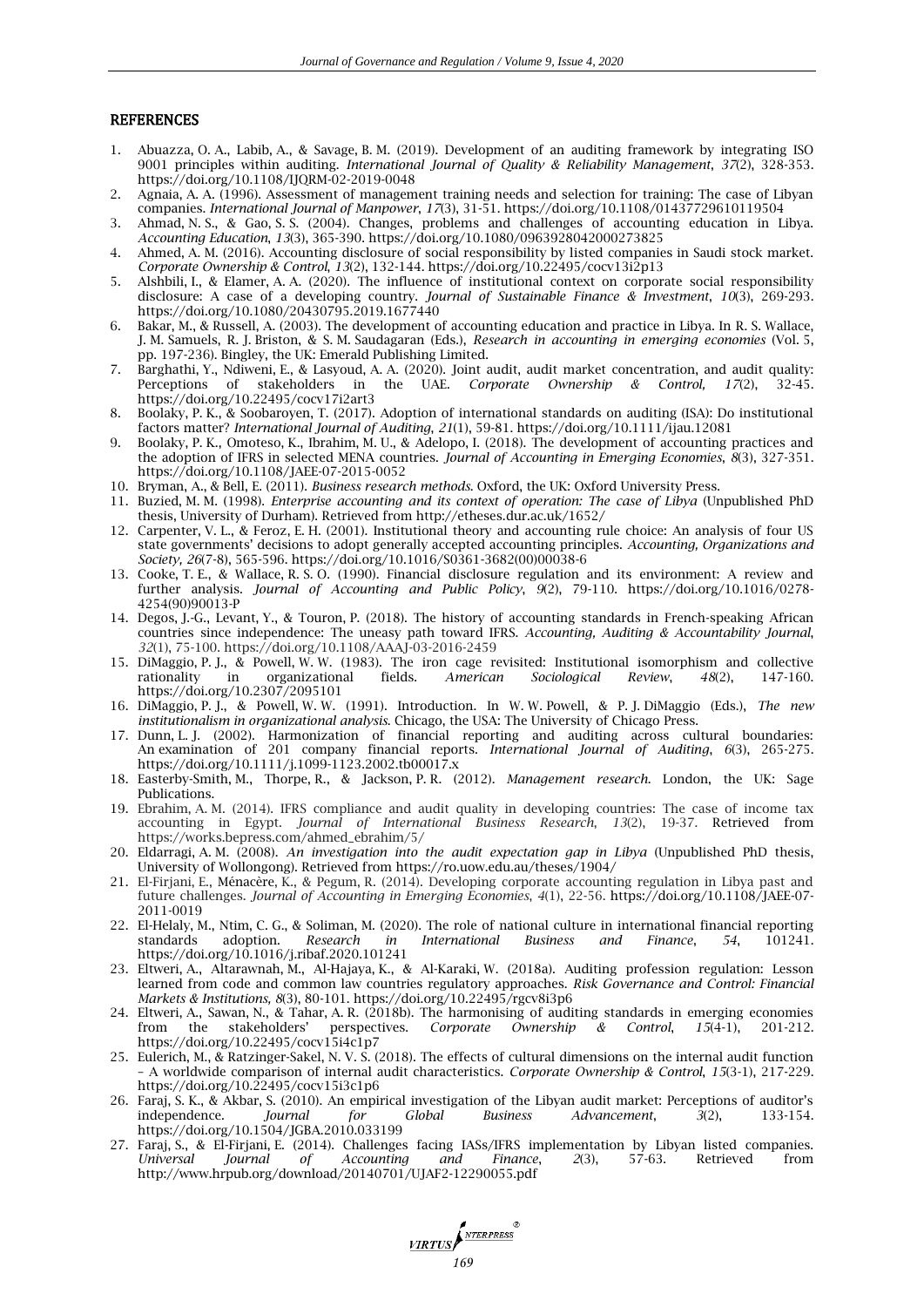## REFERENCES

1. Abuazza, O. A., Labib, A., & Savage, B. M. (2019). Development of an auditing framework by integrating ISO 9001 principles within auditing. *International Journal of Quality & Reliability Management*, *37*(2), 328-353. https://doi.org/10.1108/IJQRM-02-2019-0048
2. Agnaia, A. A. (1996). Assessment of management training needs and selection for training: The case of Libyan companies. *International Journal of Manpower*, *17*(3), 31-51. https://doi.org/10.1108/01437729610119504
3. Ahmad, N. S., & Gao, S. S. (2004). Changes, problems and challenges of accounting education in Libya. *Accounting Education*, *13*(3), 365-390. https://doi.org/10.1080/0963928042000273825
4. Ahmed, A. M. (2016). Accounting disclosure of social responsibility by listed companies in Saudi stock market. *Corporate Ownership & Control*, *13*(2), 132-144. https://doi.org/10.22495/cocv13i2p13
5. Alshbili, I., & Elamer, A. A. (2020). The influence of institutional context on corporate social responsibility disclosure: A case of a developing country. *Journal of Sustainable Finance & Investment*, *10*(3), 269-293. https://doi.org/10.1080/20430795.2019.1677440
6. Bakar, M., & Russell, A. (2003). The development of accounting education and practice in Libya. In R. S. Wallace, J. M. Samuels, R. J. Briston, & S. M. Saudagaran (Eds.), *Research in accounting in emerging economies* (Vol. 5, pp. 197-236). Bingley, the UK: Emerald Publishing Limited.
7. Barghathi, Y., Ndiweni, E., & Lasyoud, A. A. (2020). Joint audit, audit market concentration, and audit quality: Perceptions of stakeholders in the UAE. *Corporate Ownership & Control, 17*(2), 32-45. https://doi.org/10.22495/cocv17i2art3
8. Boolaky, P. K., & Soobaroyen, T. (2017). Adoption of international standards on auditing (ISA): Do institutional factors matter? *International Journal of Auditing*, *21*(1), 59-81. https://doi.org/10.1111/ijau.12081
9. Boolaky, P. K., Omoteso, K., Ibrahim, M. U., & Adelopo, I. (2018). The development of accounting practices and the adoption of IFRS in selected MENA countries. *Journal of Accounting in Emerging Economies*, *8*(3), 327-351. https://doi.org/10.1108/JAEE-07-2015-0052
10. Bryman, A., & Bell, E. (2011). *Business research methods*. Oxford, the UK: Oxford University Press.
11. Buzied, M. M. (1998). *Enterprise accounting and its context of operation: The case of Libya* (Unpublished PhD thesis, University of Durham). Retrieved from http://etheses.dur.ac.uk/1652/
12. Carpenter, V. L., & Feroz, E. H. (2001). Institutional theory and accounting rule choice: An analysis of four US state governments' decisions to adopt generally accepted accounting principles. *Accounting, Organizations and Society, 26*(7-8), 565-596. https://doi.org/10.1016/S0361-3682(00)00038-6
13. Cooke, T. E., & Wallace, R. S. O. (1990). Financial disclosure regulation and its environment: A review and further analysis. *Journal of Accounting and Public Policy*, *9*(2), 79-110. https://doi.org/10.1016/0278-4254(90)90013-P
14. Degos, J.-G., Levant, Y., & Touron, P. (2018). The history of accounting standards in French-speaking African countries since independence: The uneasy path toward IFRS. *Accounting, Auditing & Accountability Journal*, *32*(1), 75-100. https://doi.org/10.1108/AAAJ-03-2016-2459
15. DiMaggio, P. J., & Powell, W. W. (1983). The iron cage revisited: Institutional isomorphism and collective rationality in organizational fields. *American Sociological Review*, *48*(2), 147-160. https://doi.org/10.2307/2095101
16. DiMaggio, P. J., & Powell, W. W. (1991). Introduction. In W. W. Powell, & P. J. DiMaggio (Eds.), *The new institutionalism in organizational analysis*. Chicago, the USA: The University of Chicago Press.
17. Dunn, L. J. (2002). Harmonization of financial reporting and auditing across cultural boundaries: An examination of 201 company financial reports. *International Journal of Auditing*, *6*(3), 265-275. https://doi.org/10.1111/j.1099-1123.2002.tb00017.x
18. Easterby-Smith, M., Thorpe, R., & Jackson, P. R. (2012). *Management research*. London, the UK: Sage Publications.
19. Ebrahim, A. M. (2014). IFRS compliance and audit quality in developing countries: The case of income tax accounting in Egypt. *Journal of International Business Research*, *13*(2), 19-37. Retrieved from https://works.bepress.com/ahmed_ebrahim/5/
20. Eldarragi, A. M. (2008). *An investigation into the audit expectation gap in Libya* (Unpublished PhD thesis, University of Wollongong). Retrieved from https://ro.uow.edu.au/theses/1904/
21. El-Firjani, E., Ménacère, K., & Pegum, R. (2014). Developing corporate accounting regulation in Libya past and future challenges. *Journal of Accounting in Emerging Economies*, *4*(1), 22-56. https://doi.org/10.1108/JAEE-07-2011-0019
22. El-Helaly, M., Ntim, C. G., & Soliman, M. (2020). The role of national culture in international financial reporting standards adoption. *Research in International Business and Finance*, *54*, 101241. https://doi.org/10.1016/j.ribaf.2020.101241
23. Eltweri, A., Altarawnah, M., Al-Hajaya, K., & Al-Karaki, W. (2018a). Auditing profession regulation: Lesson learned from code and common law countries regulatory approaches. *Risk Governance and Control: Financial Markets & Institutions, 8*(3), 80-101. https://doi.org/10.22495/rgcv8i3p6
24. Eltweri, A., Sawan, N., & Tahar, A. R. (2018b). The harmonising of auditing standards in emerging economies from the stakeholders' perspectives. *Corporate Ownership & Control*, *15*(4-1), 201-212. https://doi.org/10.22495/cocv15i4c1p7
25. Eulerich, M., & Ratzinger-Sakel, N. V. S. (2018). The effects of cultural dimensions on the internal audit function – A worldwide comparison of internal audit characteristics. *Corporate Ownership & Control*, *15*(3-1), 217-229. https://doi.org/10.22495/cocv15i3c1p6
26. Faraj, S. K., & Akbar, S. (2010). An empirical investigation of the Libyan audit market: Perceptions of auditor's independence. *Journal for Global Business Advancement*, *3*(2), 133-154. https://doi.org/10.1504/JGBA.2010.033199
27. Faraj, S., & El-Firjani, E. (2014). Challenges facing IASs/IFRS implementation by Libyan listed companies. *Universal Journal of Accounting and Finance*, *2*(3), 57-63. Retrieved from http://www.hrpub.org/download/20140701/UJAF2-12290055.pdf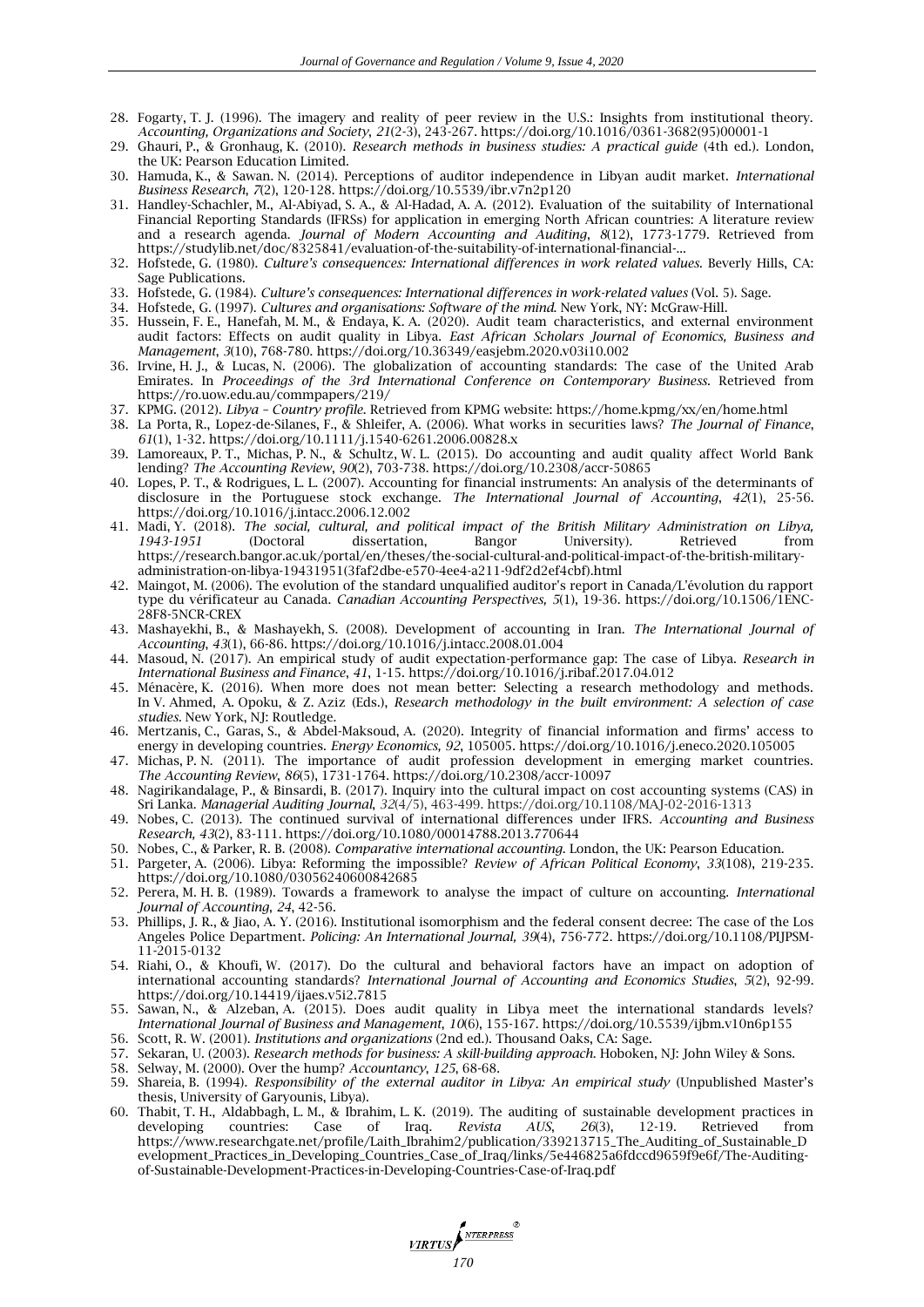28. Fogarty, T. J. (1996). The imagery and reality of peer review in the U.S.: Insights from institutional theory. *Accounting, Organizations and Society*, *21*(2-3), 243-267. https://doi.org/10.1016/0361-3682(95)00001-1
29. Ghauri, P., & Gronhaug, K. (2010). *Research methods in business studies: A practical guide* (4th ed.). London, the UK: Pearson Education Limited.
30. Hamuda, K., & Sawan. N. (2014). Perceptions of auditor independence in Libyan audit market. *International Business Research*, *7*(2), 120-128. https://doi.org/10.5539/ibr.v7n2p120
31. Handley-Schachler, M., Al-Abiyad, S. A., & Al-Hadad, A. A. (2012). Evaluation of the suitability of International Financial Reporting Standards (IFRSs) for application in emerging North African countries: A literature review and a research agenda. *Journal of Modern Accounting and Auditing*, *8*(12), 1773-1779. Retrieved from https://studylib.net/doc/8325841/evaluation-of-the-suitability-of-international-financial-...
32. Hofstede, G. (1980). *Culture's consequences: International differences in work related values*. Beverly Hills, CA: Sage Publications.
33. Hofstede, G. (1984). *Culture's consequences: International differences in work-related values* (Vol. 5). Sage.
34. Hofstede, G. (1997). *Cultures and organisations: Software of the mind*. New York, NY: McGraw-Hill.
35. Hussein, F. E., Hanefah, M. M., & Endaya, K. A. (2020). Audit team characteristics, and external environment audit factors: Effects on audit quality in Libya. *East African Scholars Journal of Economics, Business and Management*, *3*(10), 768-780. https://doi.org/10.36349/easjebm.2020.v03i10.002
36. Irvine, H. J., & Lucas, N. (2006). The globalization of accounting standards: The case of the United Arab Emirates. In *Proceedings of the 3rd International Conference on Contemporary Business*. Retrieved from https://ro.uow.edu.au/commpapers/219/
37. KPMG. (2012). *Libya – Country profile*. Retrieved from KPMG website: https://home.kpmg/xx/en/home.html
38. La Porta, R., Lopez-de-Silanes, F., & Shleifer, A. (2006). What works in securities laws? *The Journal of Finance*, *61*(1), 1-32. https://doi.org/10.1111/j.1540-6261.2006.00828.x
39. Lamoreaux, P. T., Michas, P. N., & Schultz, W. L. (2015). Do accounting and audit quality affect World Bank lending? *The Accounting Review*, *90*(2), 703-738. https://doi.org/10.2308/accr-50865
40. Lopes, P. T., & Rodrigues, L. L. (2007). Accounting for financial instruments: An analysis of the determinants of disclosure in the Portuguese stock exchange. *The International Journal of Accounting*, *42*(1), 25-56. https://doi.org/10.1016/j.intacc.2006.12.002
41. Madi, Y. (2018). *The social, cultural, and political impact of the British Military Administration on Libya, 1943-1951* (Doctoral dissertation, Bangor University). Retrieved from https://research.bangor.ac.uk/portal/en/theses/the-social-cultural-and-political-impact-of-the-british-military-administration-on-libya-19431951(3faf2dbe-e570-4ee4-a211-9df2d2ef4cbf).html
42. Maingot, M. (2006). The evolution of the standard unqualified auditor's report in Canada/L'évolution du rapport type du vérificateur au Canada. *Canadian Accounting Perspectives, 5*(1), 19-36. https://doi.org/10.1506/1ENC-28F8-5NCR-CREX
43. Mashayekhi, B., & Mashayekh, S. (2008). Development of accounting in Iran. *The International Journal of Accounting*, *43*(1), 66-86. https://doi.org/10.1016/j.intacc.2008.01.004
44. Masoud, N. (2017). An empirical study of audit expectation-performance gap: The case of Libya. *Research in International Business and Finance*, *41*, 1-15. https://doi.org/10.1016/j.ribaf.2017.04.012
45. Ménacère, K. (2016). When more does not mean better: Selecting a research methodology and methods. In V. Ahmed, A. Opoku, & Z. Aziz (Eds.), *Research methodology in the built environment: A selection of case studies*. New York, NJ: Routledge.
46. Mertzanis, C., Garas, S., & Abdel-Maksoud, A. (2020). Integrity of financial information and firms' access to energy in developing countries. *Energy Economics, 92*, 105005. https://doi.org/10.1016/j.eneco.2020.105005
47. Michas, P. N. (2011). The importance of audit profession development in emerging market countries. *The Accounting Review*, *86*(5), 1731-1764. https://doi.org/10.2308/accr-10097
48. Nagirikandalage, P., & Binsardi, B. (2017). Inquiry into the cultural impact on cost accounting systems (CAS) in Sri Lanka. *Managerial Auditing Journal*, *32*(4/5), 463-499. https://doi.org/10.1108/MAJ-02-2016-1313
49. Nobes, C. (2013). The continued survival of international differences under IFRS. *Accounting and Business Research, 43*(2), 83-111. https://doi.org/10.1080/00014788.2013.770644
50. Nobes, C., & Parker, R. B. (2008). *Comparative international accounting*. London, the UK: Pearson Education.
51. Pargeter, A. (2006). Libya: Reforming the impossible? *Review of African Political Economy*, *33*(108), 219-235. https://doi.org/10.1080/03056240600842685
52. Perera, M. H. B. (1989). Towards a framework to analyse the impact of culture on accounting. *International Journal of Accounting*, *24*, 42-56.
53. Phillips, J. R., & Jiao, A. Y. (2016). Institutional isomorphism and the federal consent decree: The case of the Los Angeles Police Department. *Policing: An International Journal, 39*(4), 756-772. https://doi.org/10.1108/PIJPSM-11-2015-0132
54. Riahi, O., & Khoufi, W. (2017). Do the cultural and behavioral factors have an impact on adoption of international accounting standards? *International Journal of Accounting and Economics Studies*, *5*(2), 92-99. https://doi.org/10.14419/ijaes.v5i2.7815
55. Sawan, N., & Alzeban, A. (2015). Does audit quality in Libya meet the international standards levels? *International Journal of Business and Management*, *10*(6), 155-167. https://doi.org/10.5539/ijbm.v10n6p155
56. Scott, R. W. (2001). *Institutions and organizations* (2nd ed.). Thousand Oaks, CA: Sage.
57. Sekaran, U. (2003). *Research methods for business: A skill-building approach*. Hoboken, NJ: John Wiley & Sons.
58. Selway, M. (2000). Over the hump? *Accountancy*, *125*, 68-68.
59. Shareia, B. (1994). *Responsibility of the external auditor in Libya: An empirical study* (Unpublished Master's thesis, University of Garyounis, Libya).
60. Thabit, T. H., Aldabbagh, L. M., & Ibrahim, L. K. (2019). The auditing of sustainable development practices in developing countries: Case of Iraq. *Revista AUS*, *26*(3), 12-19. Retrieved from https://www.researchgate.net/profile/Laith_Ibrahim2/publication/339213715_The_Auditing_of_Sustainable_Development_Practices_in_Developing_Countries_Case_of_Iraq/links/5e446825a6fdccd9659f9e6f/The-Auditing-of-Sustainable-Development-Practices-in-Developing-Countries-Case-of-Iraq.pdf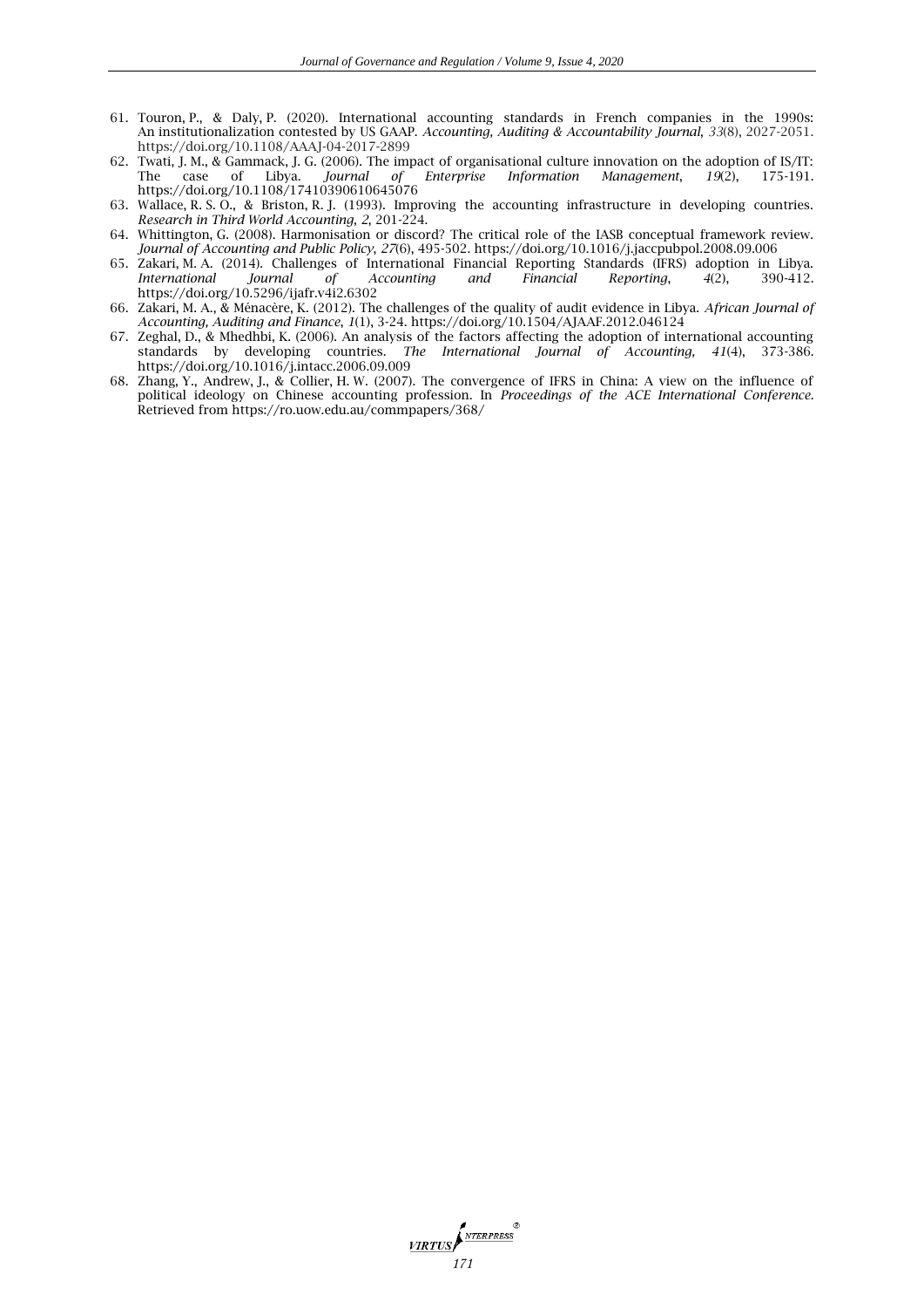61. Touron, P., & Daly, P. (2020). International accounting standards in French companies in the 1990s: An institutionalization contested by US GAAP. *Accounting, Auditing & Accountability Journal*, *33*(8), 2027-2051. https://doi.org/10.1108/AAAJ-04-2017-2899
62. Twati, J. M., & Gammack, J. G. (2006). The impact of organisational culture innovation on the adoption of IS/IT: The case of Libya. *Journal of Enterprise Information Management*, *19*(2), 175-191. https://doi.org/10.1108/17410390610645076
63. Wallace, R. S. O., & Briston, R. J. (1993). Improving the accounting infrastructure in developing countries. *Research in Third World Accounting*, *2*, 201-224.
64. Whittington, G. (2008). Harmonisation or discord? The critical role of the IASB conceptual framework review. *Journal of Accounting and Public Policy*, *27*(6), 495-502. https://doi.org/10.1016/j.jaccpubpol.2008.09.006
65. Zakari, M. A. (2014). Challenges of International Financial Reporting Standards (IFRS) adoption in Libya. *International Journal of Accounting and Financial Reporting*, *4*(2), 390-412. https://doi.org/10.5296/ijafr.v4i2.6302
66. Zakari, M. A., & Ménacère, K. (2012). The challenges of the quality of audit evidence in Libya. *African Journal of Accounting, Auditing and Finance*, *1*(1), 3-24. https://doi.org/10.1504/AJAAF.2012.046124
67. Zeghal, D., & Mhedhbi, K. (2006). An analysis of the factors affecting the adoption of international accounting standards by developing countries. *The International Journal of Accounting, 41*(4), 373-386. https://doi.org/10.1016/j.intacc.2006.09.009
68. Zhang, Y., Andrew, J., & Collier, H. W. (2007). The convergence of IFRS in China: A view on the influence of political ideology on Chinese accounting profession. In *Proceedings of the ACE International Conference*. Retrieved from https://ro.uow.edu.au/commpapers/368/